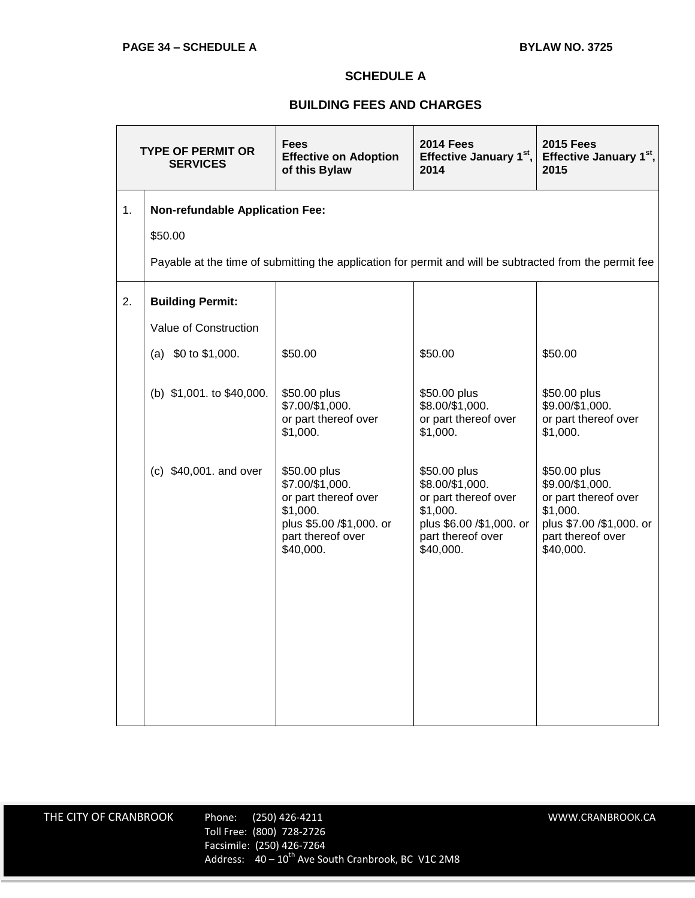## SCHEDULE A

## BUILDING FEES AND CHARGES

| TYPE OF PERMIT OR SERVICES | | Fees Effective on Adoption of this Bylaw | 2014 Fees Effective January 1st, 2014 | 2015 Fees Effective January 1st, 2015 |
|---|---|---|---|---|
| 1. | **Non-refundable Application Fee:**<br><br>$50.00<br><br>Payable at the time of submitting the application for permit and will be subtracted from the permit fee | | | |
| 2. | **Building Permit:**<br><br>Value of Construction | | | |
| | (a) $0 to $1,000. | $50.00 | $50.00 | $50.00 |
| | (b) $1,001. to $40,000. | $50.00 plus $7.00/$1,000. or part thereof over $1,000. | $50.00 plus $8.00/$1,000. or part thereof over $1,000. | $50.00 plus $9.00/$1,000. or part thereof over $1,000. |
| | (c) $40,001. and over | $50.00 plus $7.00/$1,000. or part thereof over $1,000. plus $5.00 /$1,000. or part thereof over $40,000. | $50.00 plus $8.00/$1,000. or part thereof over $1,000. plus $6.00 /$1,000. or part thereof over $40,000. | $50.00 plus $9.00/$1,000. or part thereof over $1,000. plus $7.00 /$1,000. or part thereof over $40,000. |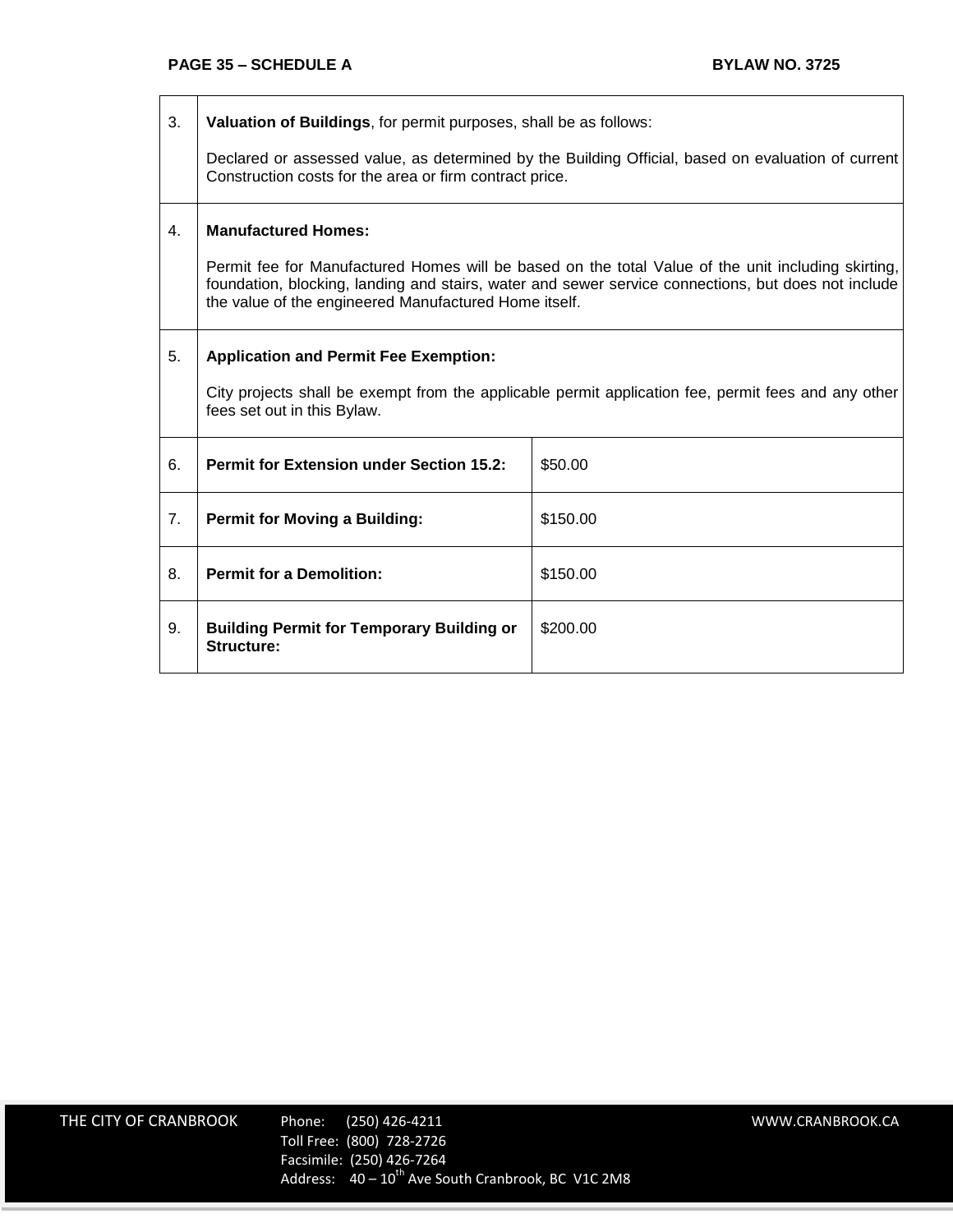| | | |
|---|---|---|
| 3. | **Valuation of Buildings**, for permit purposes, shall be as follows:<br><br>Declared or assessed value, as determined by the Building Official, based on evaluation of current Construction costs for the area or firm contract price. | |
| 4. | **Manufactured Homes:**<br><br>Permit fee for Manufactured Homes will be based on the total Value of the unit including skirting, foundation, blocking, landing and stairs, water and sewer service connections, but does not include the value of the engineered Manufactured Home itself. | |
| 5. | **Application and Permit Fee Exemption:**<br><br>City projects shall be exempt from the applicable permit application fee, permit fees and any other fees set out in this Bylaw. | |
| 6. | **Permit for Extension under Section 15.2:** | $50.00 |
| 7. | **Permit for Moving a Building:** | $150.00 |
| 8. | **Permit for a Demolition:** | $150.00 |
| 9. | **Building Permit for Temporary Building or Structure:** | $200.00 |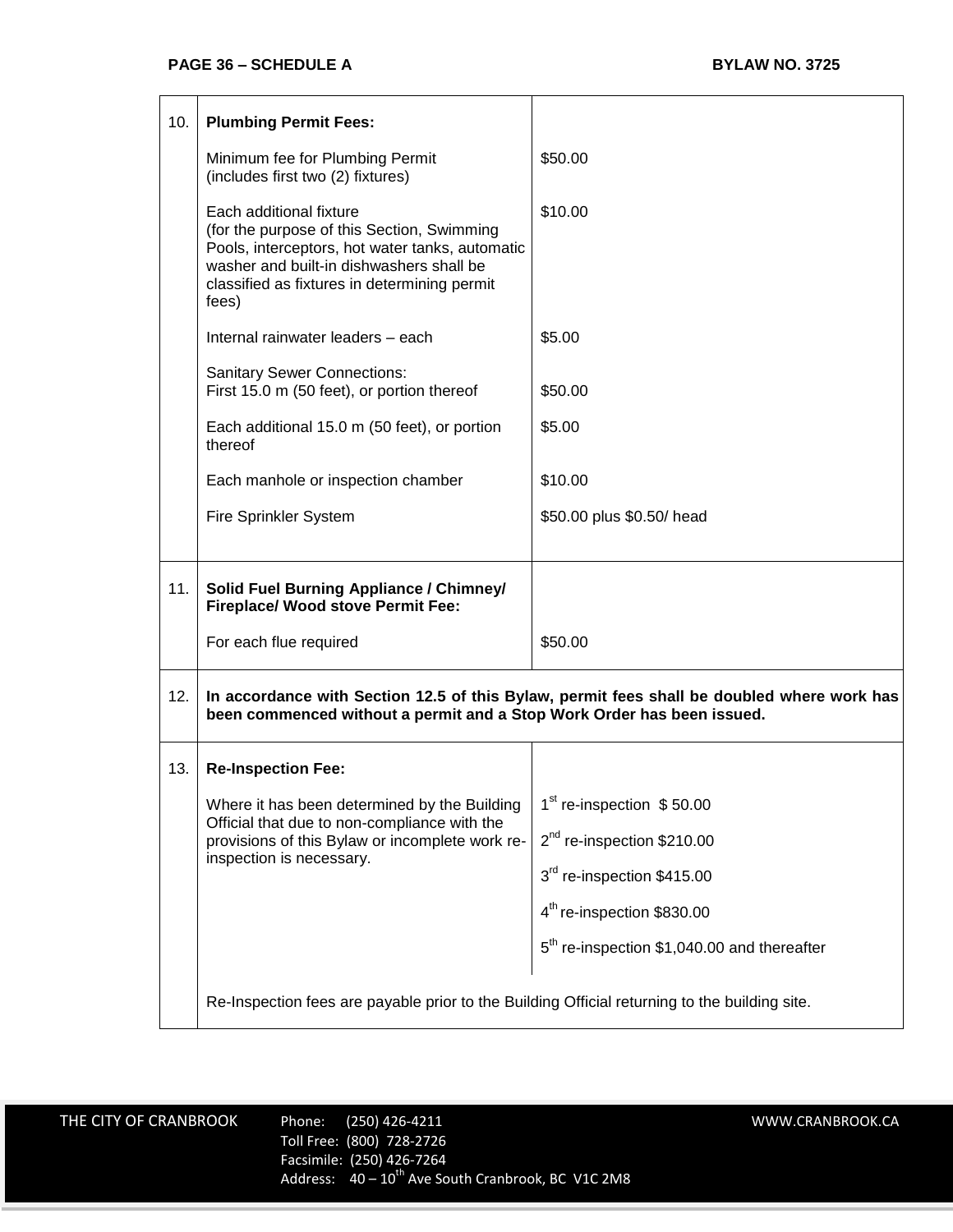| | | |
|---|---|---|
| 10. | **Plumbing Permit Fees:** | |
| | Minimum fee for Plumbing Permit (includes first two (2) fixtures) | $50.00 |
| | Each additional fixture (for the purpose of this Section, Swimming Pools, interceptors, hot water tanks, automatic washer and built-in dishwashers shall be classified as fixtures in determining permit fees) | $10.00 |
| | Internal rainwater leaders – each | $5.00 |
| | Sanitary Sewer Connections: First 15.0 m (50 feet), or portion thereof | $50.00 |
| | Each additional 15.0 m (50 feet), or portion thereof | $5.00 |
| | Each manhole or inspection chamber | $10.00 |
| | Fire Sprinkler System | $50.00 plus $0.50/ head |
| 11. | **Solid Fuel Burning Appliance / Chimney/ Fireplace/ Wood stove Permit Fee:** | |
| | For each flue required | $50.00 |
| 12. | **In accordance with Section 12.5 of this Bylaw, permit fees shall be doubled where work has been commenced without a permit and a Stop Work Order has been issued.** | |
| 13. | **Re-Inspection Fee:** | |
| | Where it has been determined by the Building Official that due to non-compliance with the provisions of this Bylaw or incomplete work re-inspection is necessary. | 1st re-inspection $ 50.00<br>2nd re-inspection $210.00<br>3rd re-inspection $415.00<br>4th re-inspection $830.00<br>5th re-inspection $1,040.00 and thereafter |
| | Re-Inspection fees are payable prior to the Building Official returning to the building site. | |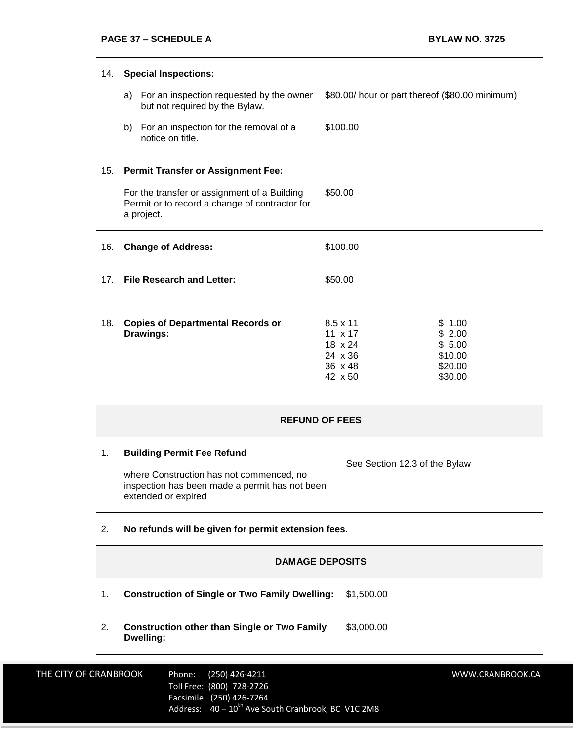| | | |
|---|---|---|
| 14. | **Special Inspections:**<br><br>a) For an inspection requested by the owner but not required by the Bylaw.<br><br>b) For an inspection for the removal of a notice on title. | <br><br>$80.00/ hour or part thereof ($80.00 minimum)<br><br>$100.00 |
| 15. | **Permit Transfer or Assignment Fee:**<br><br>For the transfer or assignment of a Building Permit or to record a change of contractor for a project. | <br><br>$50.00 |
| 16. | **Change of Address:** | $100.00 |
| 17. | **File Research and Letter:** | $50.00 |
| 18. | **Copies of Departmental Records or Drawings:** | 8.5 x 11 $ 1.00<br>11 x 17 $ 2.00<br>18 x 24 $ 5.00<br>24 x 36 $10.00<br>36 x 48 $20.00<br>42 x 50 $30.00 |

**REFUND OF FEES**

| | | |
|---|---|---|
| 1. | **Building Permit Fee Refund**<br><br>where Construction has not commenced, no inspection has been made a permit has not been extended or expired | See Section 12.3 of the Bylaw |
| 2. | **No refunds will be given for permit extension fees.** | |

**DAMAGE DEPOSITS**

| | | |
|---|---|---|
| 1. | **Construction of Single or Two Family Dwelling:** | $1,500.00 |
| 2. | **Construction other than Single or Two Family Dwelling:** | $3,000.00 |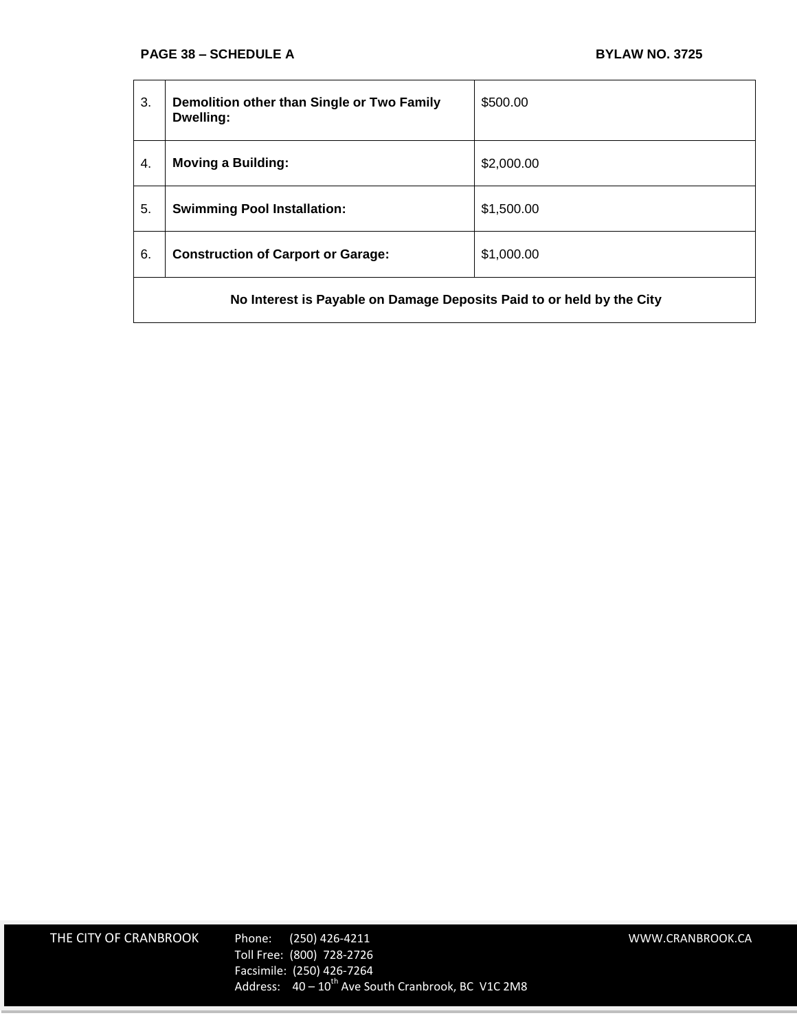| 3. | **Demolition other than Single or Two Family Dwelling:** | $500.00 |
|---|---|---|
| 4. | **Moving a Building:** | $2,000.00 |
| 5. | **Swimming Pool Installation:** | $1,500.00 |
| 6. | **Construction of Carport or Garage:** | $1,000.00 |
| **No Interest is Payable on Damage Deposits Paid to or held by the City** | | |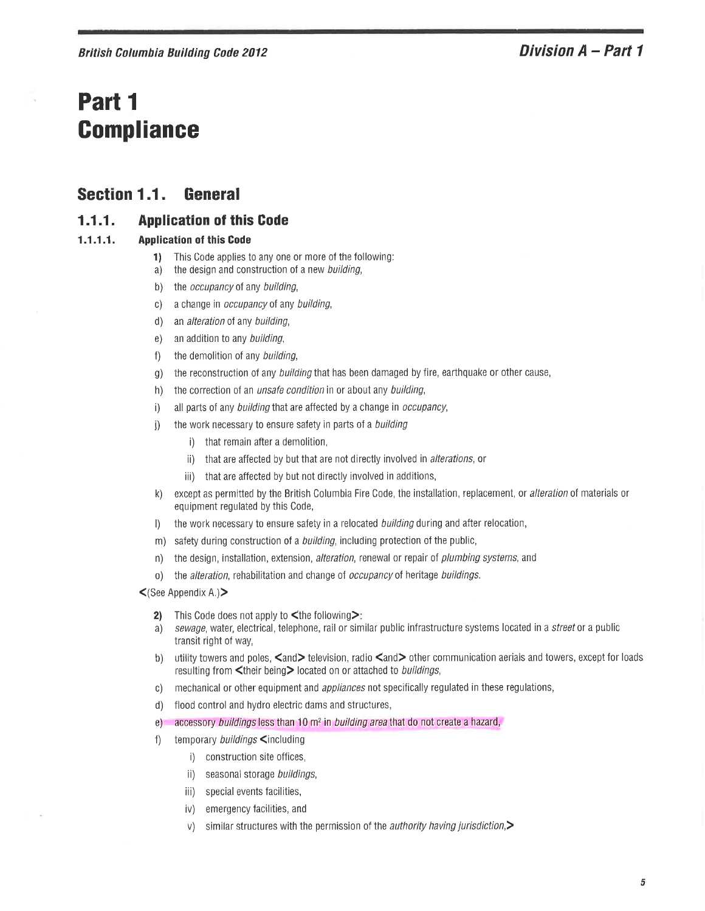# Part 1 Compliance

## Section 1.1. General

### 1.1.1. Application of this Code

#### 1.1.1.1. Application of this Code

**1)** This Code applies to any one or more of the following:

a) the design and construction of a new *building*,

b) the *occupancy* of any *building*,

c) a change in *occupancy* of any *building*,

d) an *alteration* of any *building*,

e) an addition to any *building*,

f) the demolition of any *building*,

g) the reconstruction of any *building* that has been damaged by fire, earthquake or other cause,

h) the correction of an *unsafe condition* in or about any *building*,

i) all parts of any *building* that are affected by a change in *occupancy*,

j) the work necessary to ensure safety in parts of a *building*

   i) that remain after a demolition,

   ii) that are affected by but that are not directly involved in *alterations*, or

   iii) that are affected by but not directly involved in additions,

k) except as permitted by the British Columbia Fire Code, the installation, replacement, or *alteration* of materials or equipment regulated by this Code,

l) the work necessary to ensure safety in a relocated *building* during and after relocation,

m) safety during construction of a *building*, including protection of the public,

n) the design, installation, extension, *alteration*, renewal or repair of *plumbing systems*, and

o) the *alteration*, rehabilitation and change of *occupancy* of heritage *buildings*.

<(See Appendix A.)>

**2)** This Code does not apply to <the following>:

a) *sewage*, water, electrical, telephone, rail or similar public infrastructure systems located in a *street* or a public transit right of way,

b) utility towers and poles, <and> television, radio <and> other communication aerials and towers, except for loads resulting from <their being> located on or attached to *buildings*,

c) mechanical or other equipment and *appliances* not specifically regulated in these regulations,

d) flood control and hydro electric dams and structures,

e) accessory *buildings* less than 10 m² in *building area* that do not create a hazard,

f) temporary *buildings* <including

   i) construction site offices,

   ii) seasonal storage *buildings*,

   iii) special events facilities,

   iv) emergency facilities, and

   v) similar structures with the permission of the *authority having jurisdiction*,>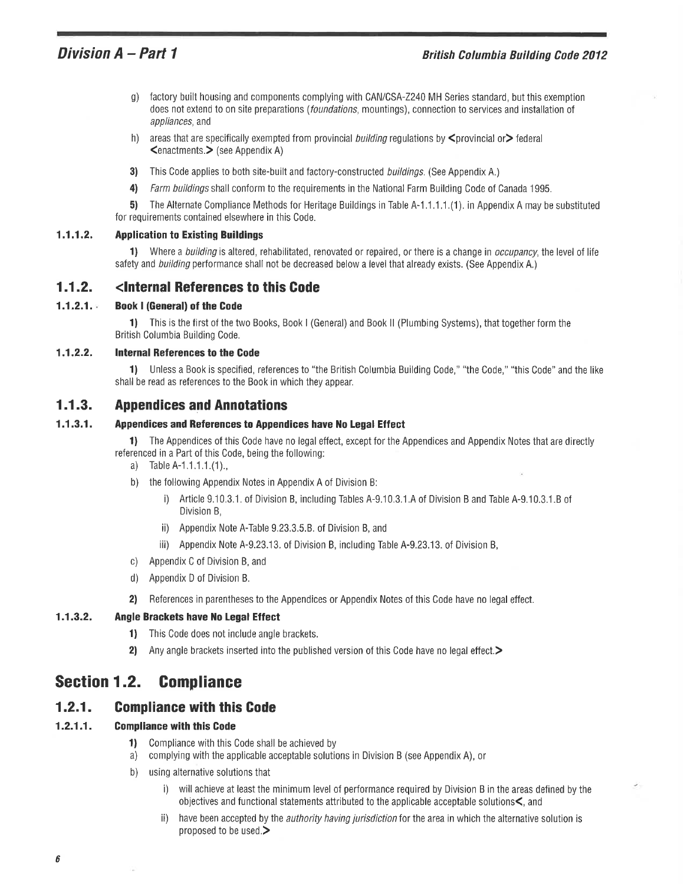g) factory built housing and components complying with CAN/CSA-Z240 MH Series standard, but this exemption does not extend to on site preparations (*foundations*, mountings), connection to services and installation of *appliances*, and

h) areas that are specifically exempted from provincial *building* regulations by <provincial or> federal <enactments.> (see Appendix A)

**3)** This Code applies to both site-built and factory-constructed *buildings*. (See Appendix A.)

**4)** *Farm buildings* shall conform to the requirements in the National Farm Building Code of Canada 1995.

**5)** The Alternate Compliance Methods for Heritage Buildings in Table A-1.1.1.1.(1). in Appendix A may be substituted for requirements contained elsewhere in this Code.

#### 1.1.1.2. Application to Existing Buildings

**1)** Where a *building* is altered, rehabilitated, renovated or repaired, or there is a change in *occupancy*, the level of life safety and *building* performance shall not be decreased below a level that already exists. (See Appendix A.)

### 1.1.2. <Internal References to this Code

#### 1.1.2.1. Book I (General) of the Code

**1)** This is the first of the two Books, Book I (General) and Book II (Plumbing Systems), that together form the British Columbia Building Code.

#### 1.1.2.2. Internal References to the Code

**1)** Unless a Book is specified, references to "the British Columbia Building Code," "the Code," "this Code" and the like shall be read as references to the Book in which they appear.

### 1.1.3. Appendices and Annotations

#### 1.1.3.1. Appendices and References to Appendices have No Legal Effect

**1)** The Appendices of this Code have no legal effect, except for the Appendices and Appendix Notes that are directly referenced in a Part of this Code, being the following:

a) Table A-1.1.1.1.(1).,

b) the following Appendix Notes in Appendix A of Division B:

i) Article 9.10.3.1. of Division B, including Tables A-9.10.3.1.A of Division B and Table A-9.10.3.1.B of Division B,

ii) Appendix Note A-Table 9.23.3.5.B. of Division B, and

iii) Appendix Note A-9.23.13. of Division B, including Table A-9.23.13. of Division B,

c) Appendix C of Division B, and

d) Appendix D of Division B.

**2)** References in parentheses to the Appendices or Appendix Notes of this Code have no legal effect.

#### 1.1.3.2. Angle Brackets have No Legal Effect

**1)** This Code does not include angle brackets.

**2)** Any angle brackets inserted into the published version of this Code have no legal effect.>

## Section 1.2. Compliance

### 1.2.1. Compliance with this Code

#### 1.2.1.1. Compliance with this Code

**1)** Compliance with this Code shall be achieved by

a) complying with the applicable acceptable solutions in Division B (see Appendix A), or

b) using alternative solutions that

i) will achieve at least the minimum level of performance required by Division B in the areas defined by the objectives and functional statements attributed to the applicable acceptable solutions<, and

ii) have been accepted by the *authority having jurisdiction* for the area in which the alternative solution is proposed to be used.>